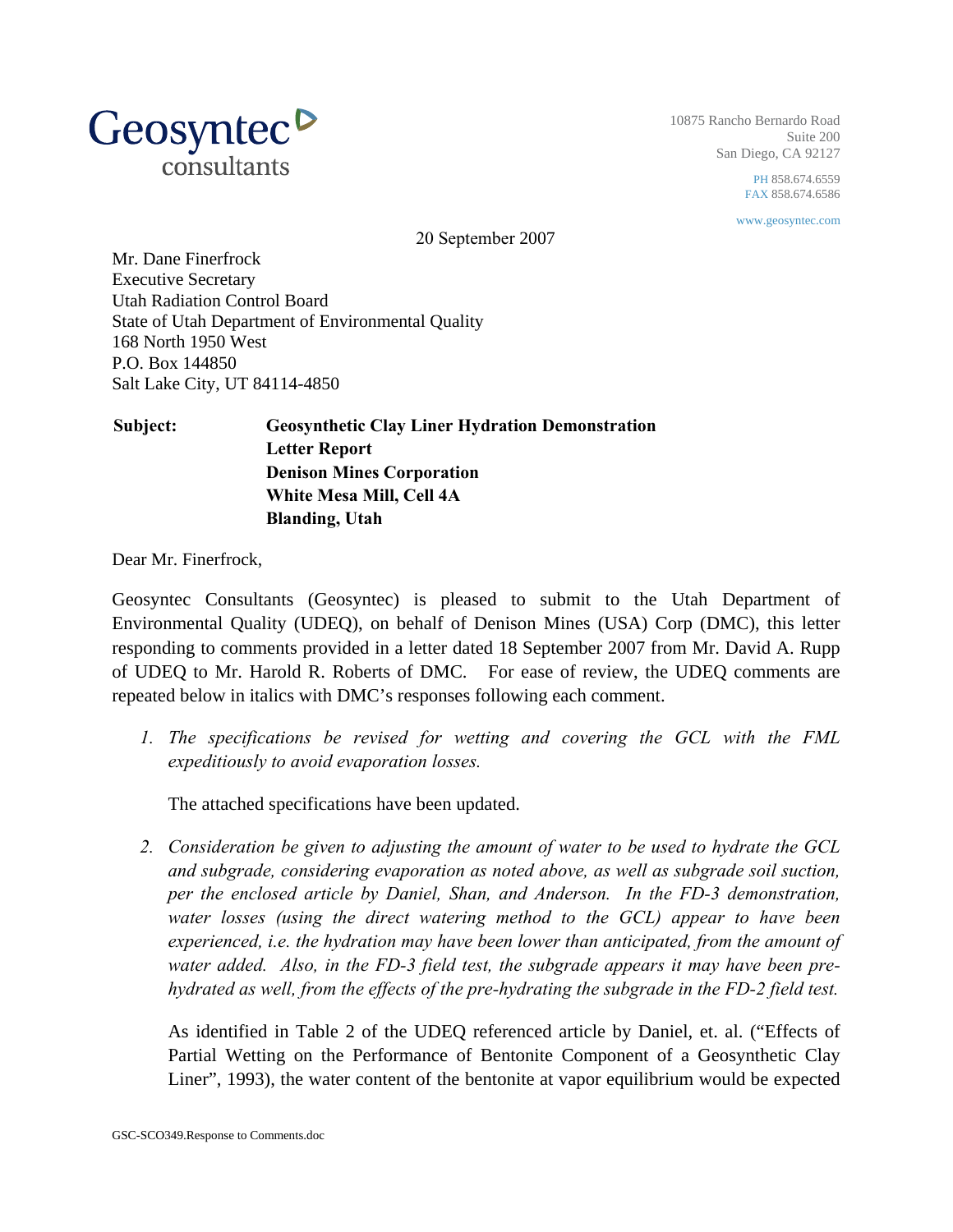**Geosyntec consultants**

10875 Rancho Bernardo Road
Suite 200
San Diego, CA 92127

PH 858.674.6559
FAX 858.674.6586

www.geosyntec.com

20 September 2007

Mr. Dane Finerfrock
Executive Secretary
Utah Radiation Control Board
State of Utah Department of Environmental Quality
168 North 1950 West
P.O. Box 144850
Salt Lake City, UT 84114-4850

**Subject: Geosynthetic Clay Liner Hydration Demonstration Letter Report**
**Denison Mines Corporation**
**White Mesa Mill, Cell 4A**
**Blanding, Utah**

Dear Mr. Finerfrock,

Geosyntec Consultants (Geosyntec) is pleased to submit to the Utah Department of Environmental Quality (UDEQ), on behalf of Denison Mines (USA) Corp (DMC), this letter responding to comments provided in a letter dated 18 September 2007 from Mr. David A. Rupp of UDEQ to Mr. Harold R. Roberts of DMC. For ease of review, the UDEQ comments are repeated below in italics with DMC's responses following each comment.

1. *The specifications be revised for wetting and covering the GCL with the FML expeditiously to avoid evaporation losses.*

   The attached specifications have been updated.

2. *Consideration be given to adjusting the amount of water to be used to hydrate the GCL and subgrade, considering evaporation as noted above, as well as subgrade soil suction, per the enclosed article by Daniel, Shan, and Anderson. In the FD-3 demonstration, water losses (using the direct watering method to the GCL) appear to have been experienced, i.e. the hydration may have been lower than anticipated, from the amount of water added. Also, in the FD-3 field test, the subgrade appears it may have been pre-hydrated as well, from the effects of the pre-hydrating the subgrade in the FD-2 field test.*

   As identified in Table 2 of the UDEQ referenced article by Daniel, et. al. ("Effects of Partial Wetting on the Performance of Bentonite Component of a Geosynthetic Clay Liner", 1993), the water content of the bentonite at vapor equilibrium would be expected

GSC-SCO349.Response to Comments.doc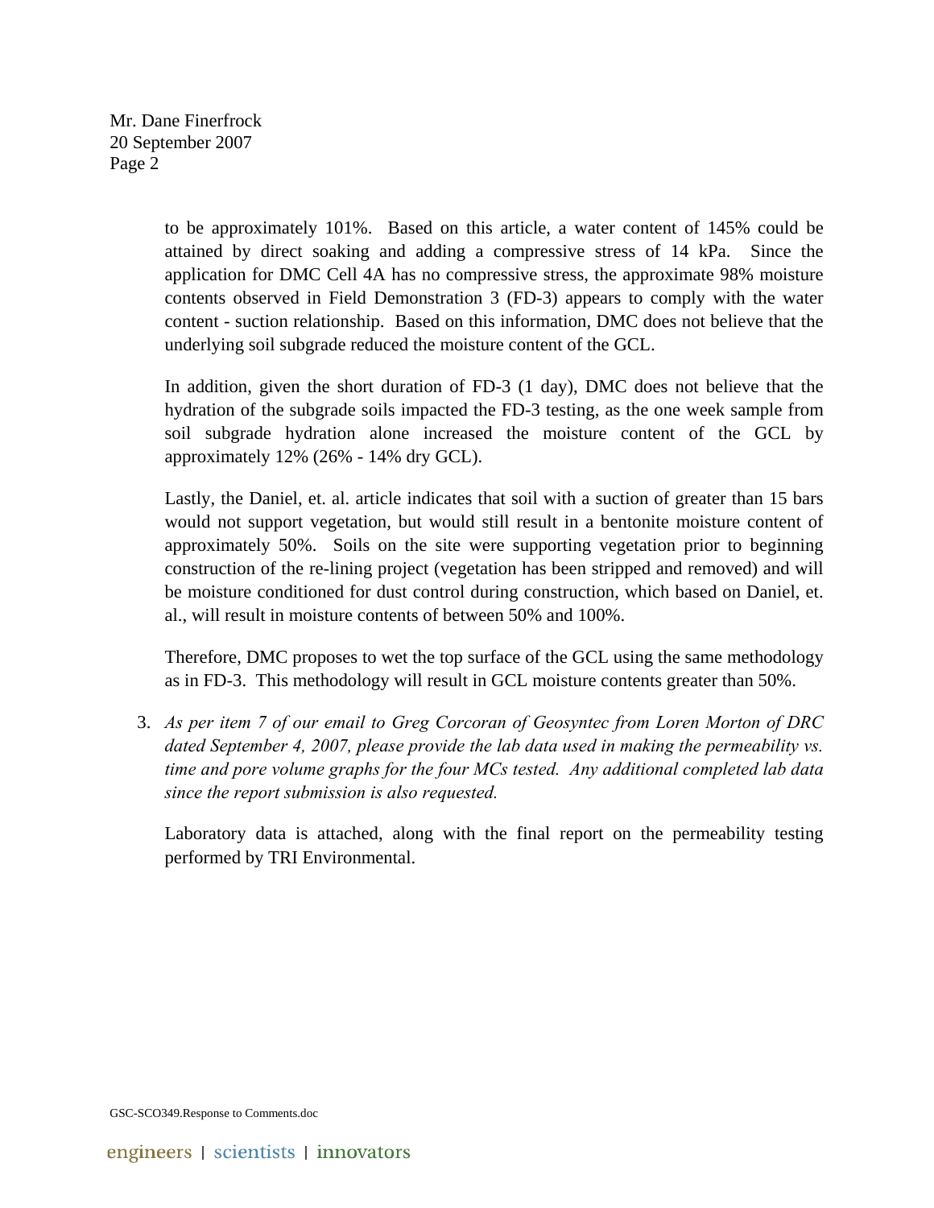to be approximately 101%. Based on this article, a water content of 145% could be attained by direct soaking and adding a compressive stress of 14 kPa. Since the application for DMC Cell 4A has no compressive stress, the approximate 98% moisture contents observed in Field Demonstration 3 (FD-3) appears to comply with the water content - suction relationship. Based on this information, DMC does not believe that the underlying soil subgrade reduced the moisture content of the GCL.

In addition, given the short duration of FD-3 (1 day), DMC does not believe that the hydration of the subgrade soils impacted the FD-3 testing, as the one week sample from soil subgrade hydration alone increased the moisture content of the GCL by approximately 12% (26% - 14% dry GCL).

Lastly, the Daniel, et. al. article indicates that soil with a suction of greater than 15 bars would not support vegetation, but would still result in a bentonite moisture content of approximately 50%. Soils on the site were supporting vegetation prior to beginning construction of the re-lining project (vegetation has been stripped and removed) and will be moisture conditioned for dust control during construction, which based on Daniel, et. al., will result in moisture contents of between 50% and 100%.

Therefore, DMC proposes to wet the top surface of the GCL using the same methodology as in FD-3. This methodology will result in GCL moisture contents greater than 50%.

3. *As per item 7 of our email to Greg Corcoran of Geosyntec from Loren Morton of DRC dated September 4, 2007, please provide the lab data used in making the permeability vs. time and pore volume graphs for the four MCs tested. Any additional completed lab data since the report submission is also requested.*

   Laboratory data is attached, along with the final report on the permeability testing performed by TRI Environmental.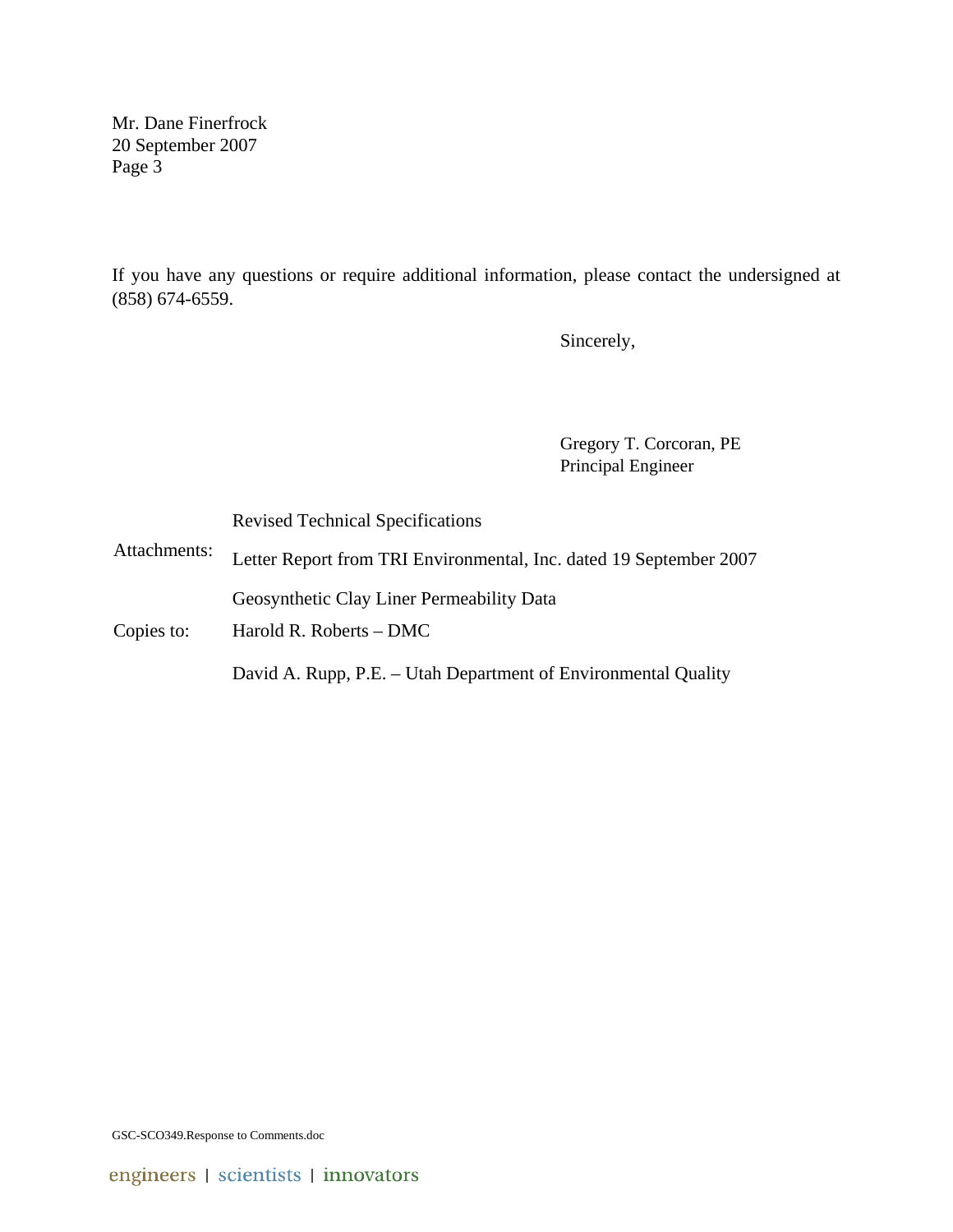If you have any questions or require additional information, please contact the undersigned at (858) 674-6559.

Sincerely,

Gregory T. Corcoran, PE
Principal Engineer

Attachments:
Revised Technical Specifications
Letter Report from TRI Environmental, Inc. dated 19 September 2007
Geosynthetic Clay Liner Permeability Data

Copies to:
Harold R. Roberts – DMC
David A. Rupp, P.E. – Utah Department of Environmental Quality

GSC-SCO349.Response to Comments.doc